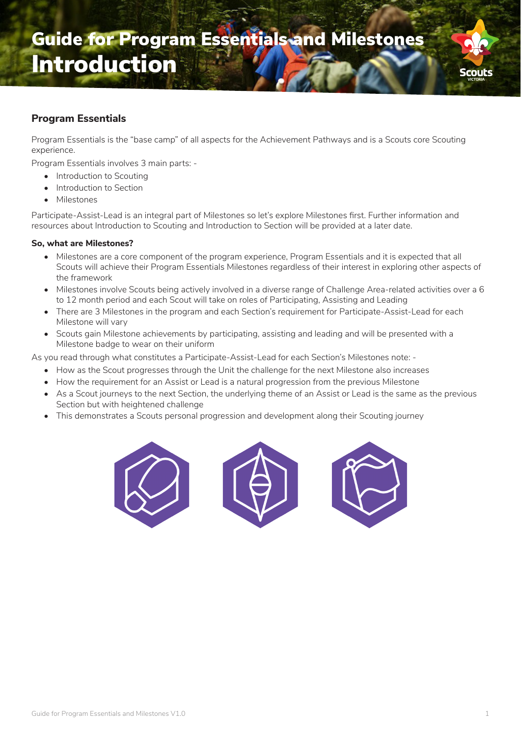# Guide for Program Essentials and Milestones
# Introduction

## Program Essentials

Program Essentials is the "base camp" of all aspects for the Achievement Pathways and is a Scouts core Scouting experience.

Program Essentials involves 3 main parts: -

- Introduction to Scouting
- Introduction to Section
- Milestones

Participate-Assist-Lead is an integral part of Milestones so let's explore Milestones first. Further information and resources about Introduction to Scouting and Introduction to Section will be provided at a later date.

**So, what are Milestones?**

- Milestones are a core component of the program experience, Program Essentials and it is expected that all Scouts will achieve their Program Essentials Milestones regardless of their interest in exploring other aspects of the framework
- Milestones involve Scouts being actively involved in a diverse range of Challenge Area-related activities over a 6 to 12 month period and each Scout will take on roles of Participating, Assisting and Leading
- There are 3 Milestones in the program and each Section's requirement for Participate-Assist-Lead for each Milestone will vary
- Scouts gain Milestone achievements by participating, assisting and leading and will be presented with a Milestone badge to wear on their uniform

As you read through what constitutes a Participate-Assist-Lead for each Section's Milestones note: -

- How as the Scout progresses through the Unit the challenge for the next Milestone also increases
- How the requirement for an Assist or Lead is a natural progression from the previous Milestone
- As a Scout journeys to the next Section, the underlying theme of an Assist or Lead is the same as the previous Section but with heightened challenge
- This demonstrates a Scouts personal progression and development along their Scouting journey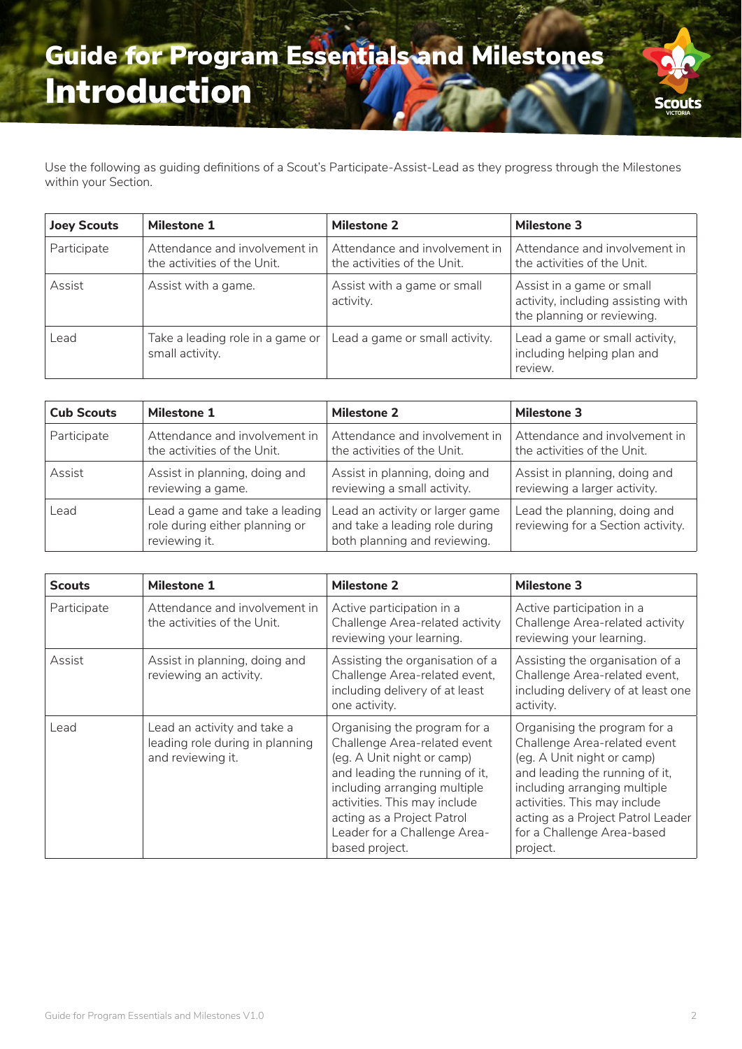# Guide for Program Essentials and Milestones
# Introduction

Use the following as guiding definitions of a Scout's Participate-Assist-Lead as they progress through the Milestones within your Section.

| Joey Scouts | Milestone 1 | Milestone 2 | Milestone 3 |
|---|---|---|---|
| Participate | Attendance and involvement in the activities of the Unit. | Attendance and involvement in the activities of the Unit. | Attendance and involvement in the activities of the Unit. |
| Assist | Assist with a game. | Assist with a game or small activity. | Assist in a game or small activity, including assisting with the planning or reviewing. |
| Lead | Take a leading role in a game or small activity. | Lead a game or small activity. | Lead a game or small activity, including helping plan and review. |

| Cub Scouts | Milestone 1 | Milestone 2 | Milestone 3 |
|---|---|---|---|
| Participate | Attendance and involvement in the activities of the Unit. | Attendance and involvement in the activities of the Unit. | Attendance and involvement in the activities of the Unit. |
| Assist | Assist in planning, doing and reviewing a game. | Assist in planning, doing and reviewing a small activity. | Assist in planning, doing and reviewing a larger activity. |
| Lead | Lead a game and take a leading role during either planning or reviewing it. | Lead an activity or larger game and take a leading role during both planning and reviewing. | Lead the planning, doing and reviewing for a Section activity. |

| Scouts | Milestone 1 | Milestone 2 | Milestone 3 |
|---|---|---|---|
| Participate | Attendance and involvement in the activities of the Unit. | Active participation in a Challenge Area-related activity reviewing your learning. | Active participation in a Challenge Area-related activity reviewing your learning. |
| Assist | Assist in planning, doing and reviewing an activity. | Assisting the organisation of a Challenge Area-related event, including delivery of at least one activity. | Assisting the organisation of a Challenge Area-related event, including delivery of at least one activity. |
| Lead | Lead an activity and take a leading role during in planning and reviewing it. | Organising the program for a Challenge Area-related event (eg. A Unit night or camp) and leading the running of it, including arranging multiple activities. This may include acting as a Project Patrol Leader for a Challenge Area-based project. | Organising the program for a Challenge Area-related event (eg. A Unit night or camp) and leading the running of it, including arranging multiple activities. This may include acting as a Project Patrol Leader for a Challenge Area-based project. |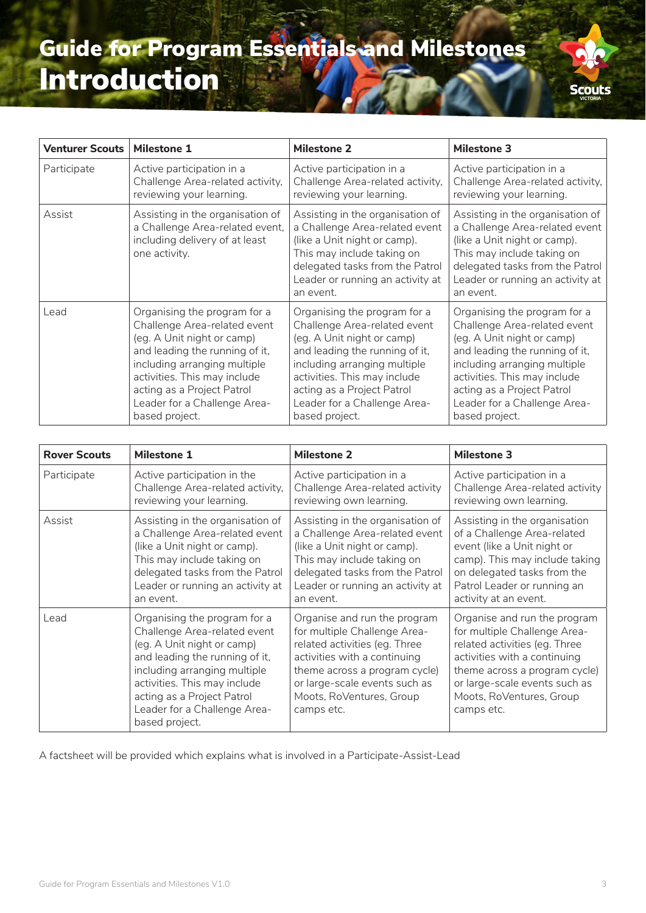# Guide for Program Essentials and Milestones
# Introduction

| Venturer Scouts | Milestone 1 | Milestone 2 | Milestone 3 |
|---|---|---|---|
| Participate | Active participation in a Challenge Area-related activity, reviewing your learning. | Active participation in a Challenge Area-related activity, reviewing your learning. | Active participation in a Challenge Area-related activity, reviewing your learning. |
| Assist | Assisting in the organisation of a Challenge Area-related event, including delivery of at least one activity. | Assisting in the organisation of a Challenge Area-related event (like a Unit night or camp). This may include taking on delegated tasks from the Patrol Leader or running an activity at an event. | Assisting in the organisation of a Challenge Area-related event (like a Unit night or camp). This may include taking on delegated tasks from the Patrol Leader or running an activity at an event. |
| Lead | Organising the program for a Challenge Area-related event (eg. A Unit night or camp) and leading the running of it, including arranging multiple activities. This may include acting as a Project Patrol Leader for a Challenge Area-based project. | Organising the program for a Challenge Area-related event (eg. A Unit night or camp) and leading the running of it, including arranging multiple activities. This may include acting as a Project Patrol Leader for a Challenge Area-based project. | Organising the program for a Challenge Area-related event (eg. A Unit night or camp) and leading the running of it, including arranging multiple activities. This may include acting as a Project Patrol Leader for a Challenge Area-based project. |

| Rover Scouts | Milestone 1 | Milestone 2 | Milestone 3 |
|---|---|---|---|
| Participate | Active participation in the Challenge Area-related activity, reviewing your learning. | Active participation in a Challenge Area-related activity reviewing own learning. | Active participation in a Challenge Area-related activity reviewing own learning. |
| Assist | Assisting in the organisation of a Challenge Area-related event (like a Unit night or camp). This may include taking on delegated tasks from the Patrol Leader or running an activity at an event. | Assisting in the organisation of a Challenge Area-related event (like a Unit night or camp). This may include taking on delegated tasks from the Patrol Leader or running an activity at an event. | Assisting in the organisation of a Challenge Area-related event (like a Unit night or camp). This may include taking on delegated tasks from the Patrol Leader or running an activity at an event. |
| Lead | Organising the program for a Challenge Area-related event (eg. A Unit night or camp) and leading the running of it, including arranging multiple activities. This may include acting as a Project Patrol Leader for a Challenge Area-based project. | Organise and run the program for multiple Challenge Area-related activities (eg. Three activities with a continuing theme across a program cycle) or large-scale events such as Moots, RoVentures, Group camps etc. | Organise and run the program for multiple Challenge Area-related activities (eg. Three activities with a continuing theme across a program cycle) or large-scale events such as Moots, RoVentures, Group camps etc. |

A factsheet will be provided which explains what is involved in a Participate-Assist-Lead